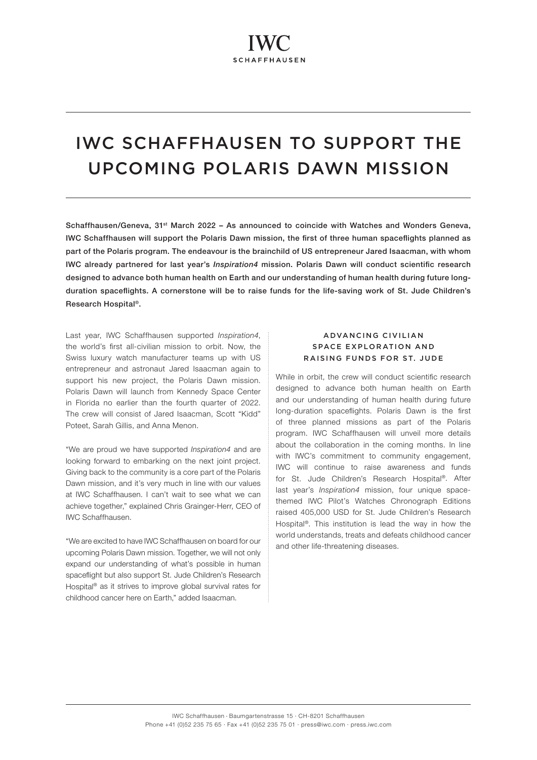# IWC SCHAFFHAUSEN TO SUPPORT THE UPCOMING POLARIS DAWN MISSION

**Schaffhausen/Geneva, 31st March 2022 – As announced to coincide with Watches and Wonders Geneva, IWC Schaffhausen will support the Polaris Dawn mission, the first of three human spaceflights planned as part of the Polaris program. The endeavour is the brainchild of US entrepreneur Jared Isaacman, with whom IWC already partnered for last year's *Inspiration4* mission. Polaris Dawn will conduct scientific research designed to advance both human health on Earth and our understanding of human health during future long-duration spaceflights. A cornerstone will be to raise funds for the life-saving work of St. Jude Children's Research Hospital®.**

Last year, IWC Schaffhausen supported *Inspiration4*, the world's first all-civilian mission to orbit. Now, the Swiss luxury watch manufacturer teams up with US entrepreneur and astronaut Jared Isaacman again to support his new project, the Polaris Dawn mission. Polaris Dawn will launch from Kennedy Space Center in Florida no earlier than the fourth quarter of 2022. The crew will consist of Jared Isaacman, Scott "Kidd" Poteet, Sarah Gillis, and Anna Menon.

"We are proud we have supported *Inspiration4* and are looking forward to embarking on the next joint project. Giving back to the community is a core part of the Polaris Dawn mission, and it's very much in line with our values at IWC Schaffhausen. I can't wait to see what we can achieve together," explained Chris Grainger-Herr, CEO of IWC Schaffhausen.

"We are excited to have IWC Schaffhausen on board for our upcoming Polaris Dawn mission. Together, we will not only expand our understanding of what's possible in human spaceflight but also support St. Jude Children's Research Hospital® as it strives to improve global survival rates for childhood cancer here on Earth," added Isaacman.

### ADVANCING CIVILIAN SPACE EXPLORATION AND RAISING FUNDS FOR ST. JUDE

While in orbit, the crew will conduct scientific research designed to advance both human health on Earth and our understanding of human health during future long-duration spaceflights. Polaris Dawn is the first of three planned missions as part of the Polaris program. IWC Schaffhausen will unveil more details about the collaboration in the coming months. In line with IWC's commitment to community engagement, IWC will continue to raise awareness and funds for St. Jude Children's Research Hospital®. After last year's *Inspiration4* mission, four unique space-themed IWC Pilot's Watches Chronograph Editions raised 405,000 USD for St. Jude Children's Research Hospital®. This institution is lead the way in how the world understands, treats and defeats childhood cancer and other life-threatening diseases.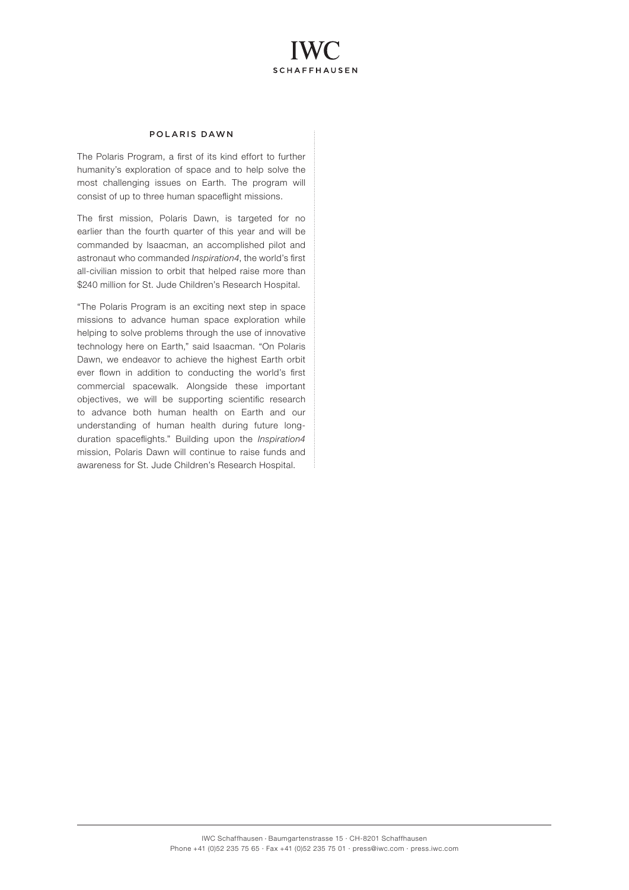## POLARIS DAWN

The Polaris Program, a first of its kind effort to further humanity's exploration of space and to help solve the most challenging issues on Earth. The program will consist of up to three human spaceflight missions.

The first mission, Polaris Dawn, is targeted for no earlier than the fourth quarter of this year and will be commanded by Isaacman, an accomplished pilot and astronaut who commanded *Inspiration4*, the world's first all-civilian mission to orbit that helped raise more than $240 million for St. Jude Children's Research Hospital.

"The Polaris Program is an exciting next step in space missions to advance human space exploration while helping to solve problems through the use of innovative technology here on Earth," said Isaacman. "On Polaris Dawn, we endeavor to achieve the highest Earth orbit ever flown in addition to conducting the world's first commercial spacewalk. Alongside these important objectives, we will be supporting scientific research to advance both human health on Earth and our understanding of human health during future long-duration spaceflights." Building upon the *Inspiration4* mission, Polaris Dawn will continue to raise funds and awareness for St. Jude Children's Research Hospital.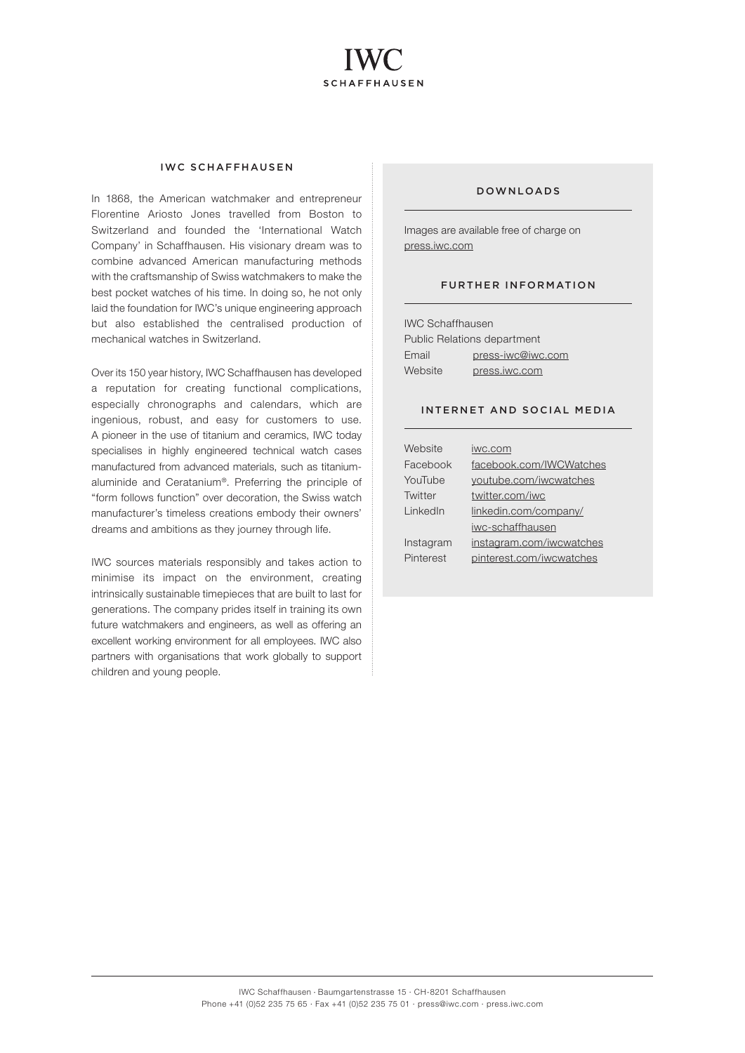## IWC SCHAFFHAUSEN

In 1868, the American watchmaker and entrepreneur Florentine Ariosto Jones travelled from Boston to Switzerland and founded the 'International Watch Company' in Schaffhausen. His visionary dream was to combine advanced American manufacturing methods with the craftsmanship of Swiss watchmakers to make the best pocket watches of his time. In doing so, he not only laid the foundation for IWC's unique engineering approach but also established the centralised production of mechanical watches in Switzerland.

Over its 150 year history, IWC Schaffhausen has developed a reputation for creating functional complications, especially chronographs and calendars, which are ingenious, robust, and easy for customers to use. A pioneer in the use of titanium and ceramics, IWC today specialises in highly engineered technical watch cases manufactured from advanced materials, such as titanium-aluminide and Ceratanium®. Preferring the principle of "form follows function" over decoration, the Swiss watch manufacturer's timeless creations embody their owners' dreams and ambitions as they journey through life.

IWC sources materials responsibly and takes action to minimise its impact on the environment, creating intrinsically sustainable timepieces that are built to last for generations. The company prides itself in training its own future watchmakers and engineers, as well as offering an excellent working environment for all employees. IWC also partners with organisations that work globally to support children and young people.

## DOWNLOADS

Images are available free of charge on press.iwc.com

## FURTHER INFORMATION

IWC Schaffhausen
Public Relations department
Email press-iwc@iwc.com
Website press.iwc.com

## INTERNET AND SOCIAL MEDIA

| | |
|---|---|
| Website | iwc.com |
| Facebook | facebook.com/IWCWatches |
| YouTube | youtube.com/iwcwatches |
| Twitter | twitter.com/iwc |
| LinkedIn | linkedin.com/company/iwc-schaffhausen |
| Instagram | instagram.com/iwcwatches |
| Pinterest | pinterest.com/iwcwatches |

IWC Schaffhausen · Baumgartenstrasse 15 · CH-8201 Schaffhausen
Phone +41 (0)52 235 75 65 · Fax +41 (0)52 235 75 01 · press@iwc.com · press.iwc.com